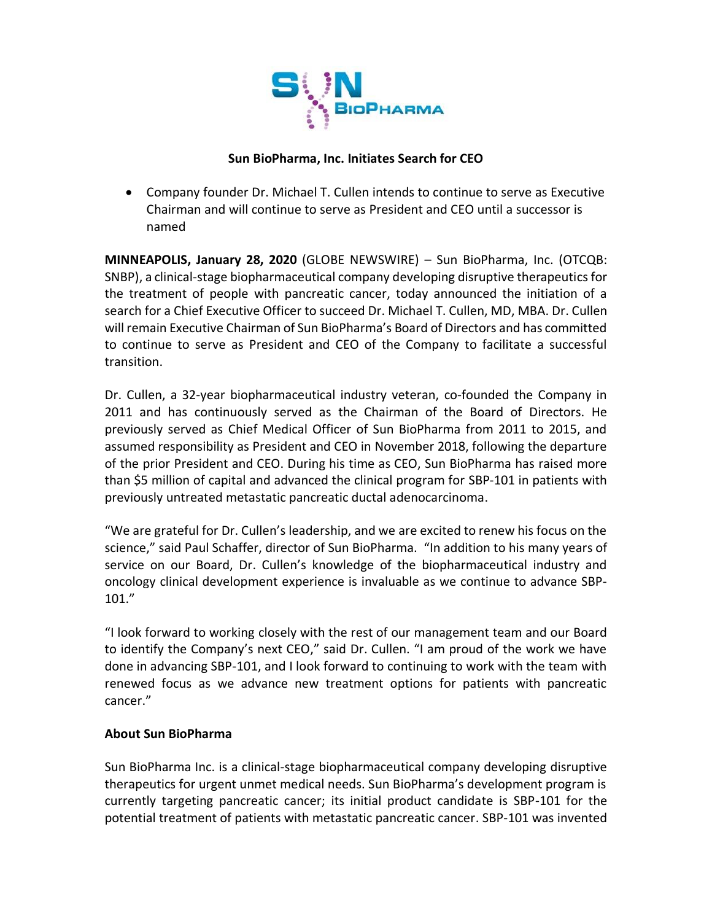**Sun BioPharma, Inc. Initiates Search for CEO**

- Company founder Dr. Michael T. Cullen intends to continue to serve as Executive Chairman and will continue to serve as President and CEO until a successor is named

**MINNEAPOLIS, January 28, 2020** (GLOBE NEWSWIRE) – Sun BioPharma, Inc. (OTCQB: SNBP), a clinical-stage biopharmaceutical company developing disruptive therapeutics for the treatment of people with pancreatic cancer, today announced the initiation of a search for a Chief Executive Officer to succeed Dr. Michael T. Cullen, MD, MBA. Dr. Cullen will remain Executive Chairman of Sun BioPharma's Board of Directors and has committed to continue to serve as President and CEO of the Company to facilitate a successful transition.

Dr. Cullen, a 32-year biopharmaceutical industry veteran, co-founded the Company in 2011 and has continuously served as the Chairman of the Board of Directors. He previously served as Chief Medical Officer of Sun BioPharma from 2011 to 2015, and assumed responsibility as President and CEO in November 2018, following the departure of the prior President and CEO. During his time as CEO, Sun BioPharma has raised more than $5 million of capital and advanced the clinical program for SBP-101 in patients with previously untreated metastatic pancreatic ductal adenocarcinoma.

"We are grateful for Dr. Cullen's leadership, and we are excited to renew his focus on the science," said Paul Schaffer, director of Sun BioPharma. "In addition to his many years of service on our Board, Dr. Cullen's knowledge of the biopharmaceutical industry and oncology clinical development experience is invaluable as we continue to advance SBP-101."

"I look forward to working closely with the rest of our management team and our Board to identify the Company's next CEO," said Dr. Cullen. "I am proud of the work we have done in advancing SBP-101, and I look forward to continuing to work with the team with renewed focus as we advance new treatment options for patients with pancreatic cancer."

**About Sun BioPharma**

Sun BioPharma Inc. is a clinical-stage biopharmaceutical company developing disruptive therapeutics for urgent unmet medical needs. Sun BioPharma's development program is currently targeting pancreatic cancer; its initial product candidate is SBP-101 for the potential treatment of patients with metastatic pancreatic cancer. SBP-101 was invented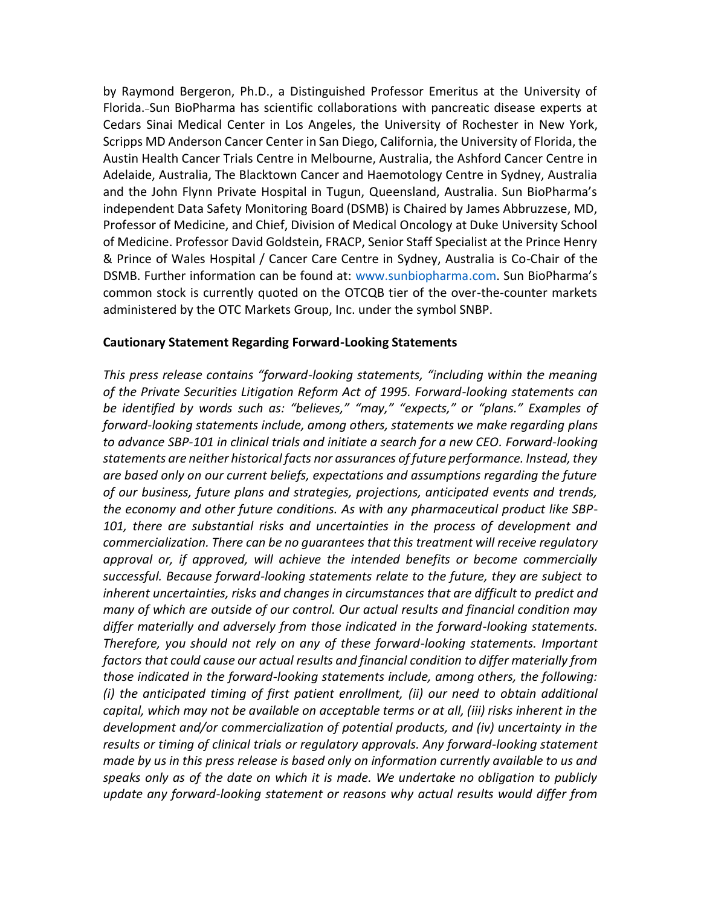by Raymond Bergeron, Ph.D., a Distinguished Professor Emeritus at the University of Florida. Sun BioPharma has scientific collaborations with pancreatic disease experts at Cedars Sinai Medical Center in Los Angeles, the University of Rochester in New York, Scripps MD Anderson Cancer Center in San Diego, California, the University of Florida, the Austin Health Cancer Trials Centre in Melbourne, Australia, the Ashford Cancer Centre in Adelaide, Australia, The Blacktown Cancer and Haemotology Centre in Sydney, Australia and the John Flynn Private Hospital in Tugun, Queensland, Australia. Sun BioPharma's independent Data Safety Monitoring Board (DSMB) is Chaired by James Abbruzzese, MD, Professor of Medicine, and Chief, Division of Medical Oncology at Duke University School of Medicine. Professor David Goldstein, FRACP, Senior Staff Specialist at the Prince Henry & Prince of Wales Hospital / Cancer Care Centre in Sydney, Australia is Co-Chair of the DSMB. Further information can be found at: www.sunbiopharma.com. Sun BioPharma's common stock is currently quoted on the OTCQB tier of the over-the-counter markets administered by the OTC Markets Group, Inc. under the symbol SNBP.

**Cautionary Statement Regarding Forward-Looking Statements**

*This press release contains "forward-looking statements, "including within the meaning of the Private Securities Litigation Reform Act of 1995. Forward-looking statements can be identified by words such as: "believes," "may," "expects," or "plans." Examples of forward-looking statements include, among others, statements we make regarding plans to advance SBP-101 in clinical trials and initiate a search for a new CEO. Forward-looking statements are neither historical facts nor assurances of future performance. Instead, they are based only on our current beliefs, expectations and assumptions regarding the future of our business, future plans and strategies, projections, anticipated events and trends, the economy and other future conditions. As with any pharmaceutical product like SBP-101, there are substantial risks and uncertainties in the process of development and commercialization. There can be no guarantees that this treatment will receive regulatory approval or, if approved, will achieve the intended benefits or become commercially successful. Because forward-looking statements relate to the future, they are subject to inherent uncertainties, risks and changes in circumstances that are difficult to predict and many of which are outside of our control. Our actual results and financial condition may differ materially and adversely from those indicated in the forward-looking statements. Therefore, you should not rely on any of these forward-looking statements. Important factors that could cause our actual results and financial condition to differ materially from those indicated in the forward-looking statements include, among others, the following: (i) the anticipated timing of first patient enrollment, (ii) our need to obtain additional capital, which may not be available on acceptable terms or at all, (iii) risks inherent in the development and/or commercialization of potential products, and (iv) uncertainty in the results or timing of clinical trials or regulatory approvals. Any forward-looking statement made by us in this press release is based only on information currently available to us and speaks only as of the date on which it is made. We undertake no obligation to publicly update any forward-looking statement or reasons why actual results would differ from*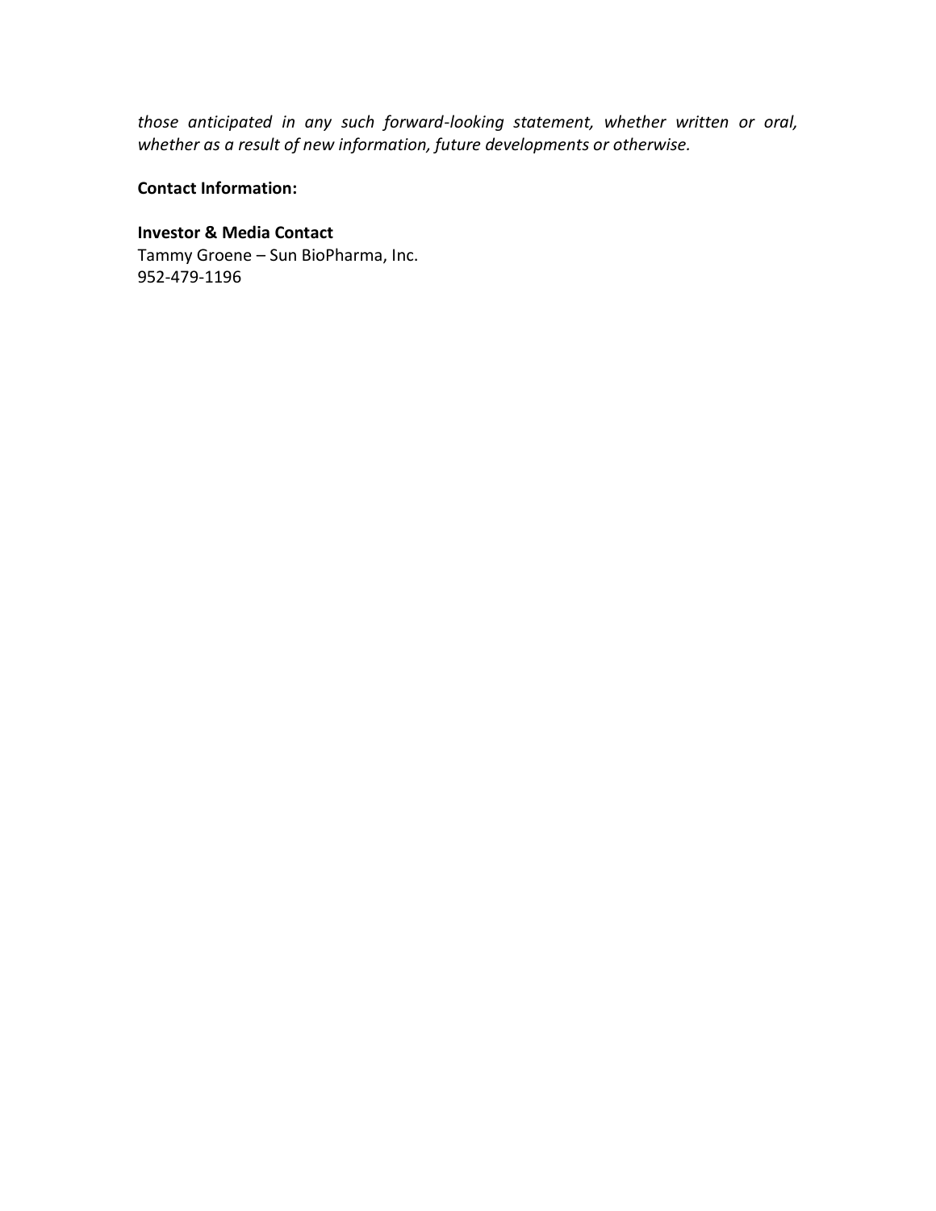*those anticipated in any such forward-looking statement, whether written or oral, whether as a result of new information, future developments or otherwise.*

**Contact Information:**

**Investor & Media Contact**
Tammy Groene – Sun BioPharma, Inc.
952-479-1196